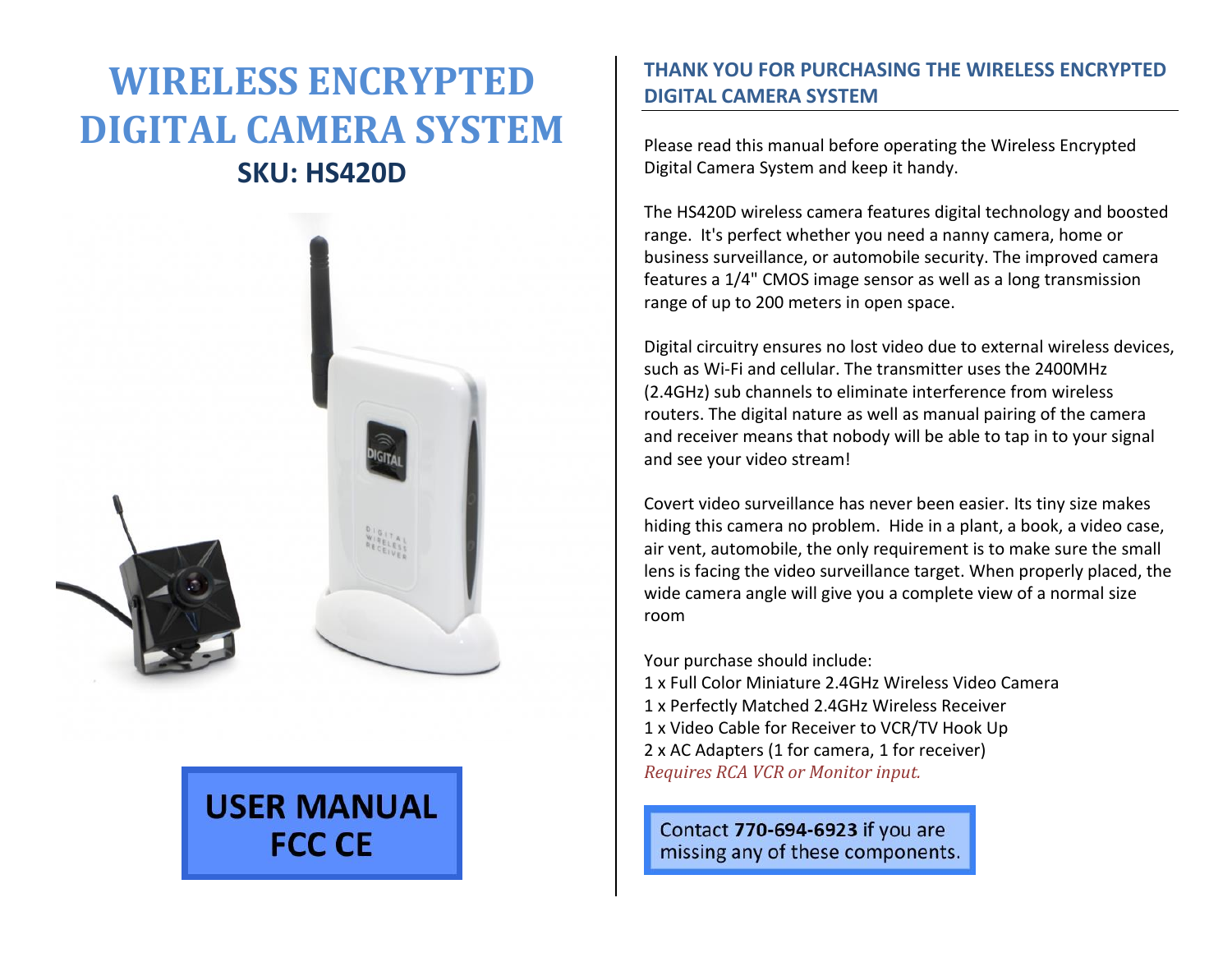# WIRELESS ENCRYPTED DIGITAL CAMERA SYSTEM

## SKU: HS420D

**USER MANUAL FCC CE**

## THANK YOU FOR PURCHASING THE WIRELESS ENCRYPTED DIGITAL CAMERA SYSTEM

Please read this manual before operating the Wireless Encrypted Digital Camera System and keep it handy.

The HS420D wireless camera features digital technology and boosted range. It's perfect whether you need a nanny camera, home or business surveillance, or automobile security. The improved camera features a 1/4" CMOS image sensor as well as a long transmission range of up to 200 meters in open space.

Digital circuitry ensures no lost video due to external wireless devices, such as Wi-Fi and cellular. The transmitter uses the 2400MHz (2.4GHz) sub channels to eliminate interference from wireless routers. The digital nature as well as manual pairing of the camera and receiver means that nobody will be able to tap in to your signal and see your video stream!

Covert video surveillance has never been easier. Its tiny size makes hiding this camera no problem. Hide in a plant, a book, a video case, air vent, automobile, the only requirement is to make sure the small lens is facing the video surveillance target. When properly placed, the wide camera angle will give you a complete view of a normal size room

Your purchase should include:
1 x Full Color Miniature 2.4GHz Wireless Video Camera
1 x Perfectly Matched 2.4GHz Wireless Receiver
1 x Video Cable for Receiver to VCR/TV Hook Up
2 x AC Adapters (1 for camera, 1 for receiver)
*Requires RCA VCR or Monitor input.*

Contact **770-694-6923** if you are missing any of these components.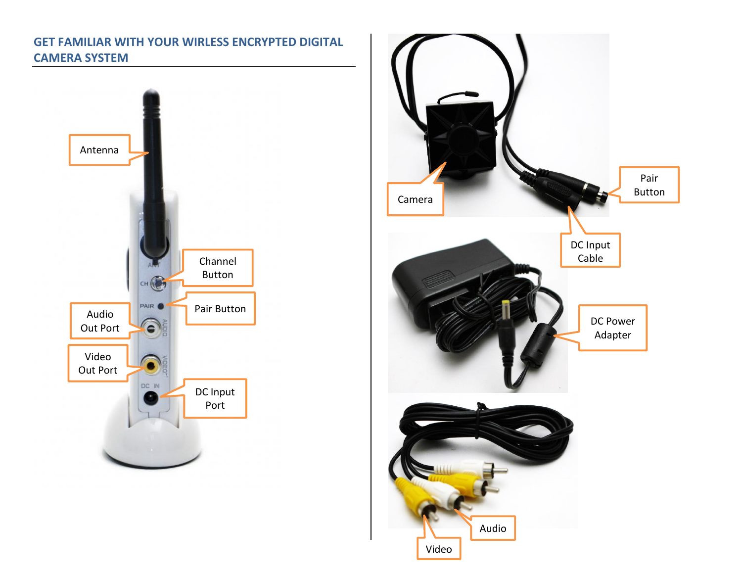## GET FAMILIAR WITH YOUR WIRELESS ENCRYPTED DIGITAL CAMERA SYSTEM

Antenna

Channel Button

Pair Button

Audio Out Port

Video Out Port

DC Input Port

Camera

Pair Button

DC Input Cable

DC Power Adapter

Audio

Video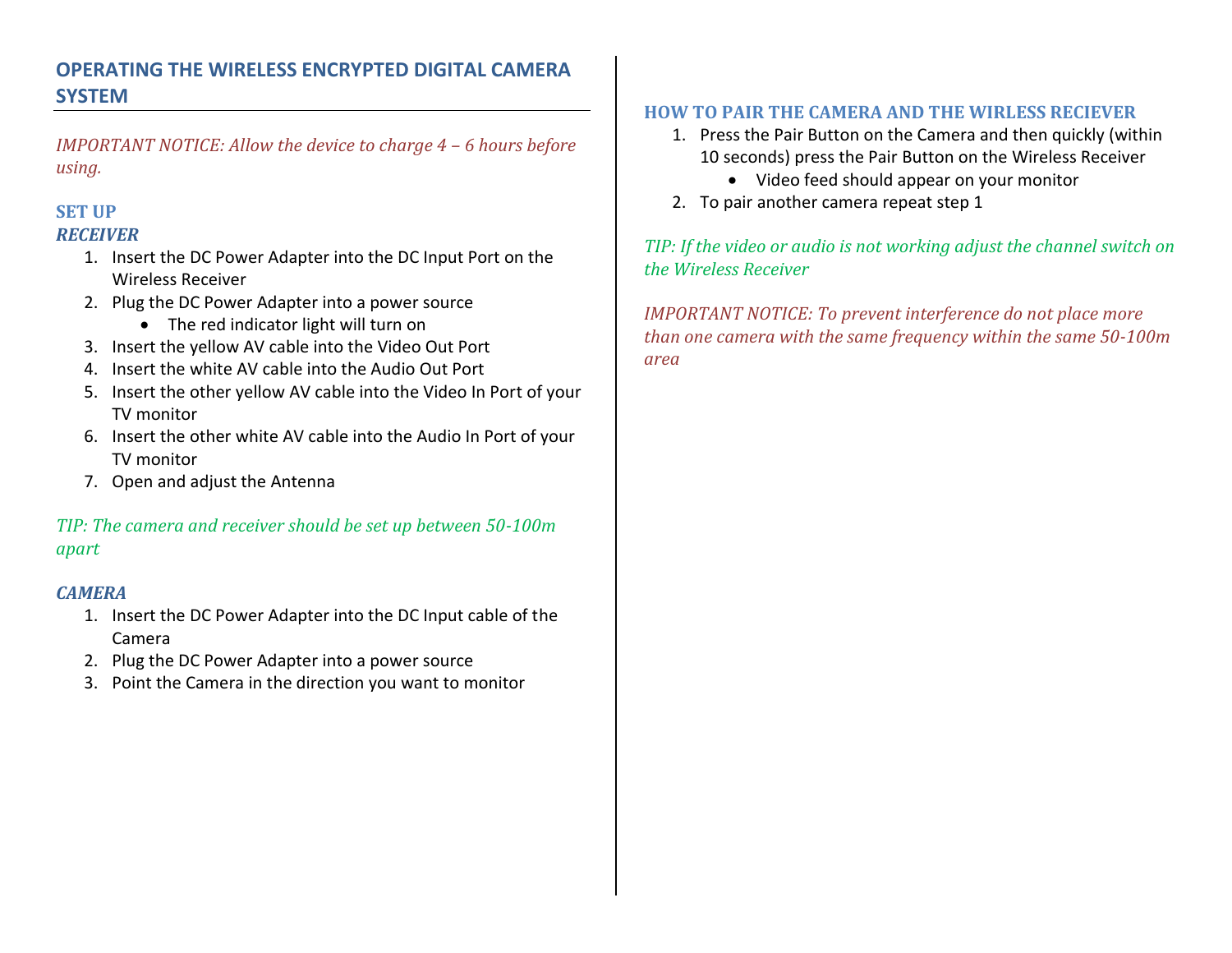## OPERATING THE WIRELESS ENCRYPTED DIGITAL CAMERA SYSTEM

*IMPORTANT NOTICE: Allow the device to charge 4 – 6 hours before using.*

### SET UP

#### *RECEIVER*

1. Insert the DC Power Adapter into the DC Input Port on the Wireless Receiver
2. Plug the DC Power Adapter into a power source
   - The red indicator light will turn on
3. Insert the yellow AV cable into the Video Out Port
4. Insert the white AV cable into the Audio Out Port
5. Insert the other yellow AV cable into the Video In Port of your TV monitor
6. Insert the other white AV cable into the Audio In Port of your TV monitor
7. Open and adjust the Antenna

*TIP: The camera and receiver should be set up between 50-100m apart*

#### *CAMERA*

1. Insert the DC Power Adapter into the DC Input cable of the Camera
2. Plug the DC Power Adapter into a power source
3. Point the Camera in the direction you want to monitor

### HOW TO PAIR THE CAMERA AND THE WIRLESS RECIEVER

1. Press the Pair Button on the Camera and then quickly (within 10 seconds) press the Pair Button on the Wireless Receiver
   - Video feed should appear on your monitor
2. To pair another camera repeat step 1

*TIP: If the video or audio is not working adjust the channel switch on the Wireless Receiver*

*IMPORTANT NOTICE: To prevent interference do not place more than one camera with the same frequency within the same 50-100m area*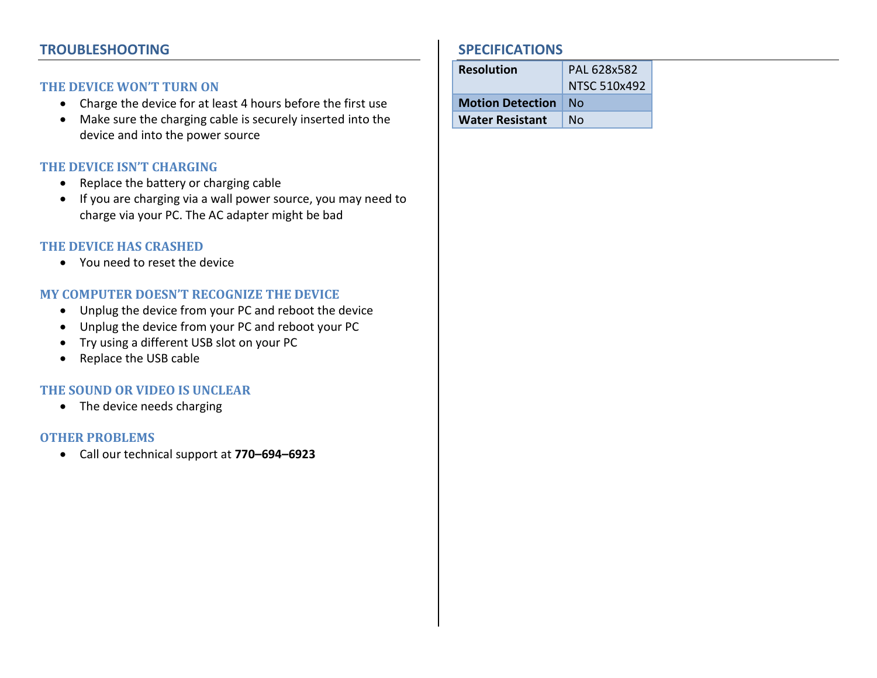## TROUBLESHOOTING

### THE DEVICE WON'T TURN ON

- Charge the device for at least 4 hours before the first use
- Make sure the charging cable is securely inserted into the device and into the power source

### THE DEVICE ISN'T CHARGING

- Replace the battery or charging cable
- If you are charging via a wall power source, you may need to charge via your PC. The AC adapter might be bad

### THE DEVICE HAS CRASHED

- You need to reset the device

### MY COMPUTER DOESN'T RECOGNIZE THE DEVICE

- Unplug the device from your PC and reboot the device
- Unplug the device from your PC and reboot your PC
- Try using a different USB slot on your PC
- Replace the USB cable

### THE SOUND OR VIDEO IS UNCLEAR

- The device needs charging

### OTHER PROBLEMS

- Call our technical support at **770–694–6923**

## SPECIFICATIONS

| | |
|---|---|
| **Resolution** | PAL 628x582<br>NTSC 510x492 |
| **Motion Detection** | No |
| **Water Resistant** | No |